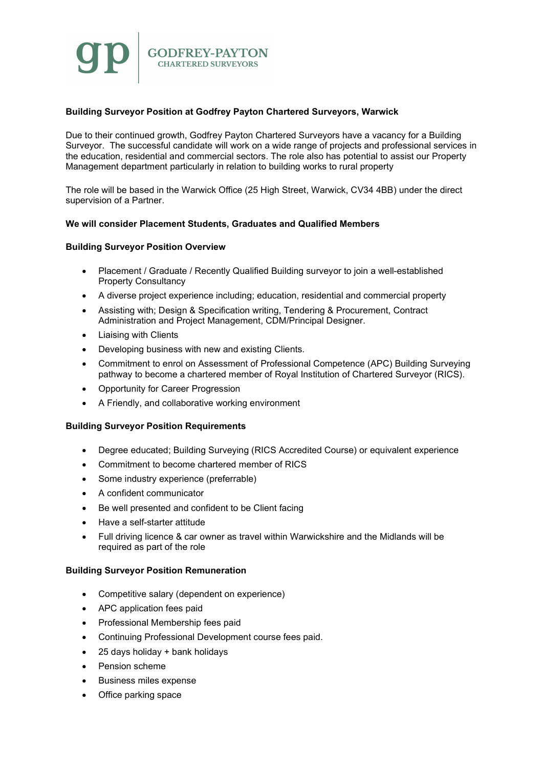GODFREY-PAYTON
CHARTERED SURVEYORS

**Building Surveyor Position at Godfrey Payton Chartered Surveyors, Warwick**

Due to their continued growth, Godfrey Payton Chartered Surveyors have a vacancy for a Building Surveyor. The successful candidate will work on a wide range of projects and professional services in the education, residential and commercial sectors. The role also has potential to assist our Property Management department particularly in relation to building works to rural property

The role will be based in the Warwick Office (25 High Street, Warwick, CV34 4BB) under the direct supervision of a Partner.

**We will consider Placement Students, Graduates and Qualified Members**

**Building Surveyor Position Overview**

- Placement / Graduate / Recently Qualified Building surveyor to join a well-established Property Consultancy
- A diverse project experience including; education, residential and commercial property
- Assisting with; Design & Specification writing, Tendering & Procurement, Contract Administration and Project Management, CDM/Principal Designer.
- Liaising with Clients
- Developing business with new and existing Clients.
- Commitment to enrol on Assessment of Professional Competence (APC) Building Surveying pathway to become a chartered member of Royal Institution of Chartered Surveyor (RICS).
- Opportunity for Career Progression
- A Friendly, and collaborative working environment

**Building Surveyor Position Requirements**

- Degree educated; Building Surveying (RICS Accredited Course) or equivalent experience
- Commitment to become chartered member of RICS
- Some industry experience (preferrable)
- A confident communicator
- Be well presented and confident to be Client facing
- Have a self-starter attitude
- Full driving licence & car owner as travel within Warwickshire and the Midlands will be required as part of the role

**Building Surveyor Position Remuneration**

- Competitive salary (dependent on experience)
- APC application fees paid
- Professional Membership fees paid
- Continuing Professional Development course fees paid.
- 25 days holiday + bank holidays
- Pension scheme
- Business miles expense
- Office parking space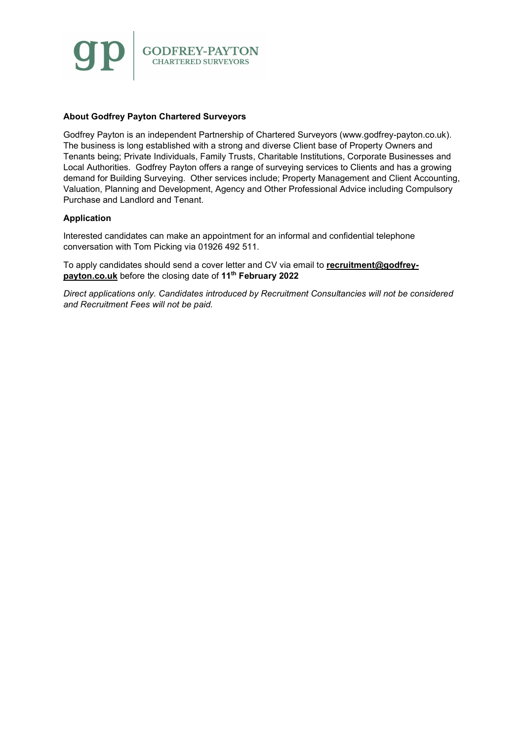**About Godfrey Payton Chartered Surveyors**

Godfrey Payton is an independent Partnership of Chartered Surveyors (www.godfrey-payton.co.uk). The business is long established with a strong and diverse Client base of Property Owners and Tenants being; Private Individuals, Family Trusts, Charitable Institutions, Corporate Businesses and Local Authorities. Godfrey Payton offers a range of surveying services to Clients and has a growing demand for Building Surveying. Other services include; Property Management and Client Accounting, Valuation, Planning and Development, Agency and Other Professional Advice including Compulsory Purchase and Landlord and Tenant.

**Application**

Interested candidates can make an appointment for an informal and confidential telephone conversation with Tom Picking via 01926 492 511.

To apply candidates should send a cover letter and CV via email to **recruitment@godfrey-payton.co.uk** before the closing date of **11th February 2022**

*Direct applications only. Candidates introduced by Recruitment Consultancies will not be considered and Recruitment Fees will not be paid.*